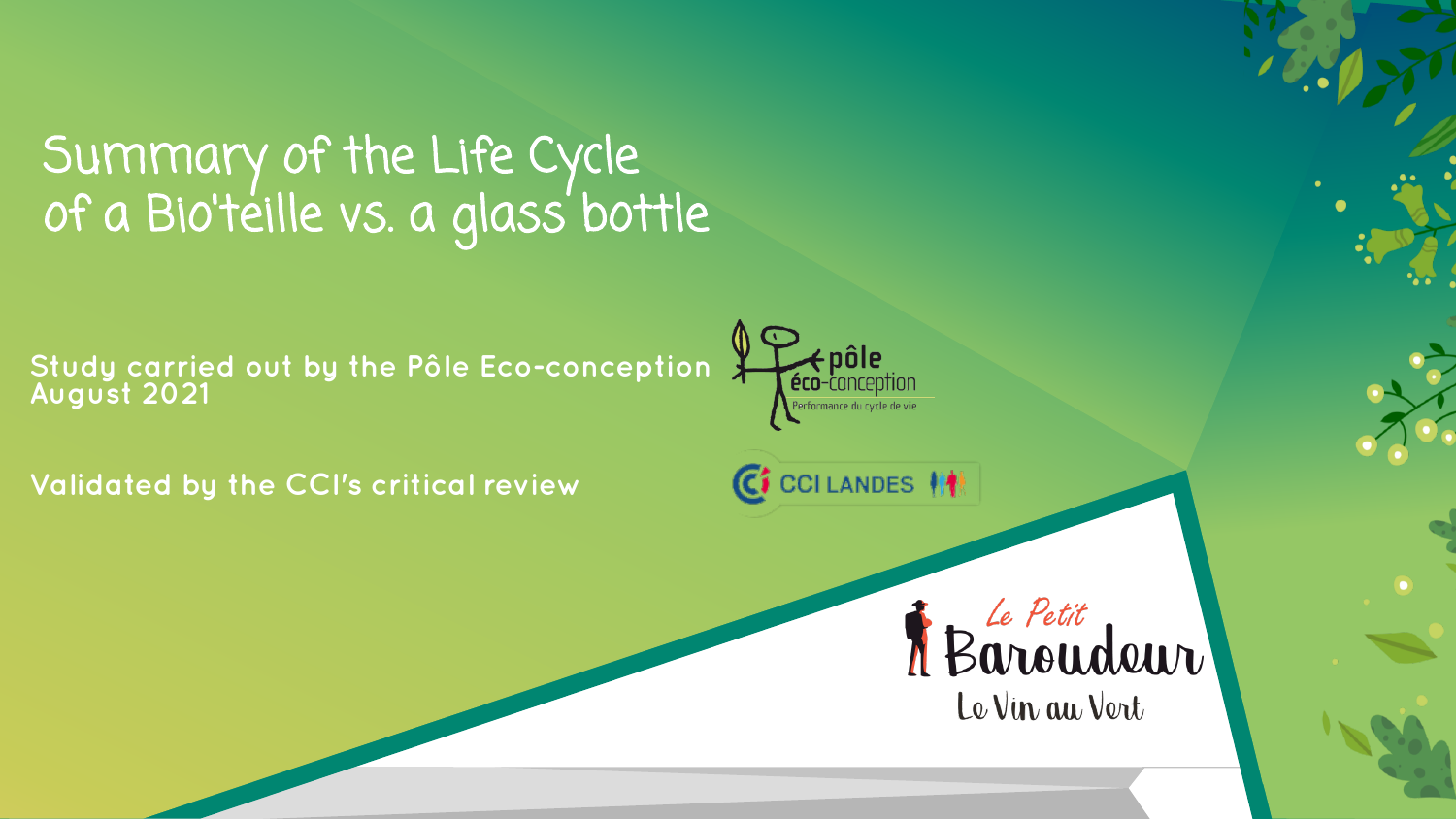# Summary of the Life Cycle of a Bio'teille vs. a glass bottle

**Study carried out by the Pôle Eco-conception**
**August 2021**

**Validated by the CCI's critical review**

pôle éco-conception
Performance du cycle de vie

CCI LANDES

Le Petit Baroudeur
Le Vin au Vert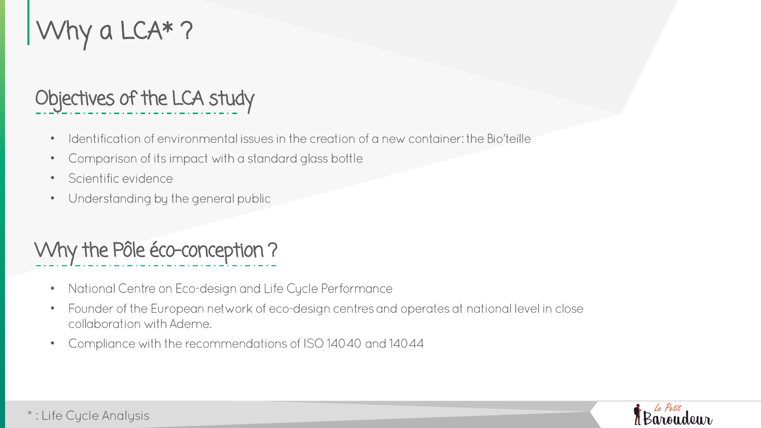# Why a LCA* ?

## Objectives of the LCA study

- Identification of environmental issues in the creation of a new container: the Bio'teille
- Comparison of its impact with a standard glass bottle
- Scientific evidence
- Understanding by the general public

## Why the Pôle éco-conception ?

- National Centre on Eco-design and Life Cycle Performance
- Founder of the European network of eco-design centres and operates at national level in close collaboration with Ademe.
- Compliance with the recommendations of ISO 14040 and 14044

* : Life Cycle Analysis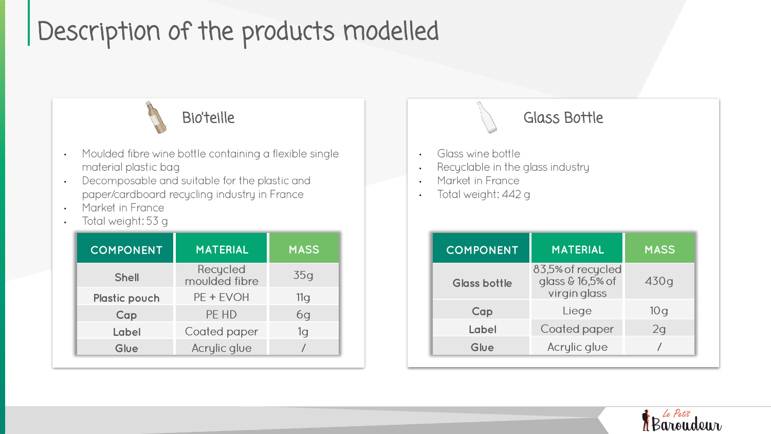# Description of the products modelled

## Bio'teille

- Moulded fibre wine bottle containing a flexible single material plastic bag
- Decomposable and suitable for the plastic and paper/cardboard recycling industry in France
- Market in France
- Total weight: 53 g

| COMPONENT | MATERIAL | MASS |
| --- | --- | --- |
| Shell | Recycled moulded fibre | 35g |
| Plastic pouch | PE + EVOH | 11g |
| Cap | PE HD | 6g |
| Label | Coated paper | 1g |
| Glue | Acrylic glue | / |

## Glass Bottle

- Glass wine bottle
- Recyclable in the glass industry
- Market in France
- Total weight: 442 g

| COMPONENT | MATERIAL | MASS |
| --- | --- | --- |
| Glass bottle | 83,5% of recycled glass & 16,5% of virgin glass | 430g |
| Cap | Liege | 10g |
| Label | Coated paper | 2g |
| Glue | Acrylic glue | / |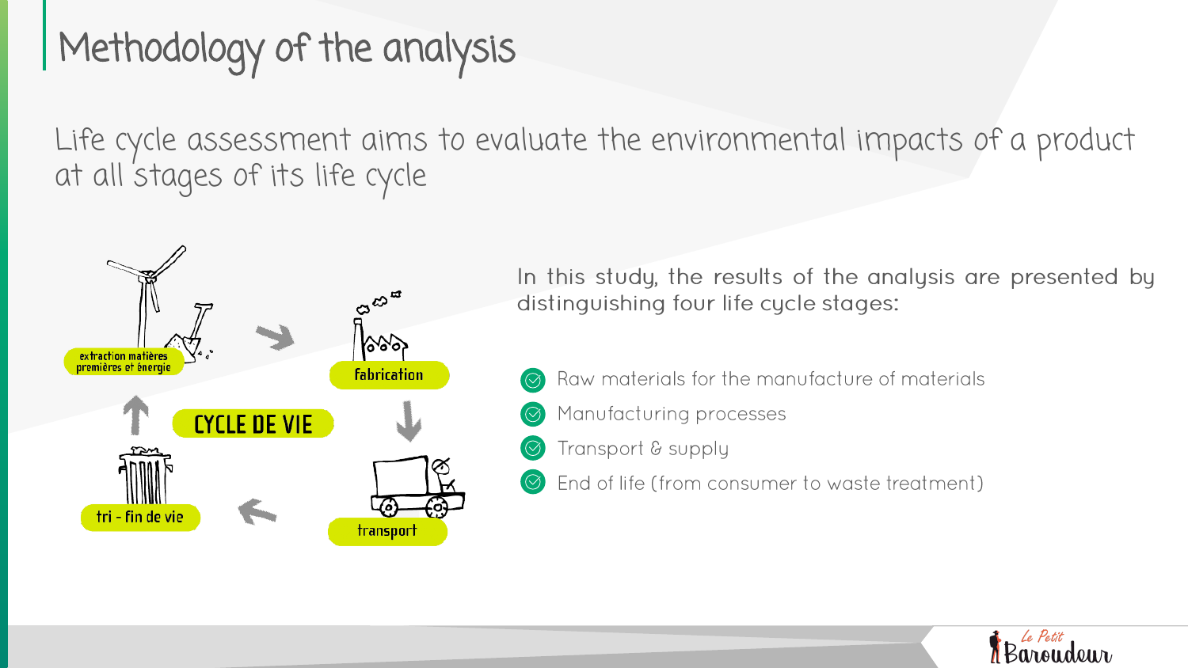# Methodology of the analysis

Life cycle assessment aims to evaluate the environmental impacts of a product at all stages of its life cycle

extraction matières premières et énergie

fabrication

transport

tri - fin de vie

CYCLE DE VIE

In this study, the results of the analysis are presented by distinguishing four life cycle stages:

- Raw materials for the manufacture of materials
- Manufacturing processes
- Transport & supply
- End of life (from consumer to waste treatment)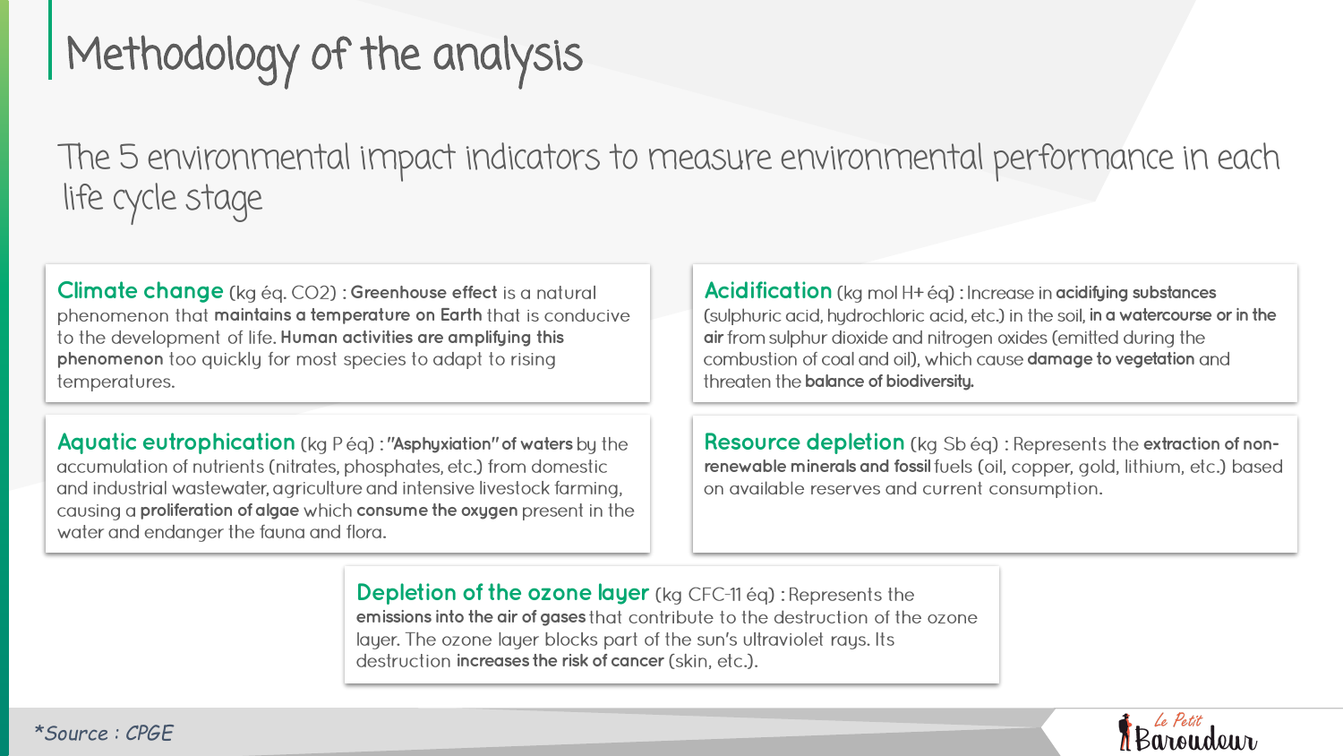# Methodology of the analysis

## The 5 environmental impact indicators to measure environmental performance in each life cycle stage

**Climate change** (kg éq. $CO_2$) : **Greenhouse effect** is a natural phenomenon that **maintains a temperature on Earth** that is conducive to the development of life. **Human activities are amplifying this phenomenon** too quickly for most species to adapt to rising temperatures.

**Acidification** (kg mol $H^+$ éq) : Increase in **acidifying substances** (sulphuric acid, hydrochloric acid, etc.) in the soil, **in a watercourse or in the air** from sulphur dioxide and nitrogen oxides (emitted during the combustion of coal and oil), which cause **damage to vegetation** and threaten the **balance of biodiversity.**

**Aquatic eutrophication** (kg P éq) : **"Asphyxiation" of waters** by the accumulation of nutrients (nitrates, phosphates, etc.) from domestic and industrial wastewater, agriculture and intensive livestock farming, causing a **proliferation of algae** which **consume the oxygen** present in the water and endanger the fauna and flora.

**Resource depletion** (kg Sb éq) : Represents the **extraction of non-renewable minerals and fossil** fuels (oil, copper, gold, lithium, etc.) based on available reserves and current consumption.

**Depletion of the ozone layer** (kg CFC-11 éq) : Represents the **emissions into the air of gases** that contribute to the destruction of the ozone layer. The ozone layer blocks part of the sun's ultraviolet rays. Its destruction **increases the risk of cancer** (skin, etc.).

*\*Source : CPGE*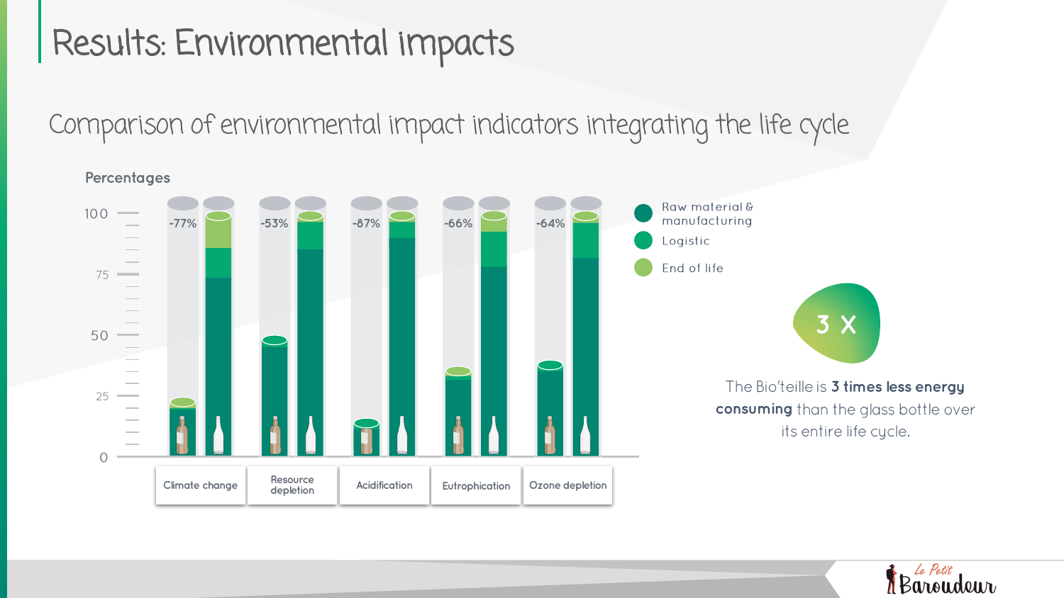# Results: Environmental impacts

## Comparison of environmental impact indicators integrating the life cycle

Percentages

| | Climate change | Resource depletion | Acidification | Eutrophication | Ozone depletion |
|---|---|---|---|---|---|
| Reduction | -77% | -53% | -87% | -66% | -64% |

Legend: Raw material & manufacturing; Logistic; End of life

**3 X**

The Bio'teille is **3 times less energy consuming** than the glass bottle over its entire life cycle.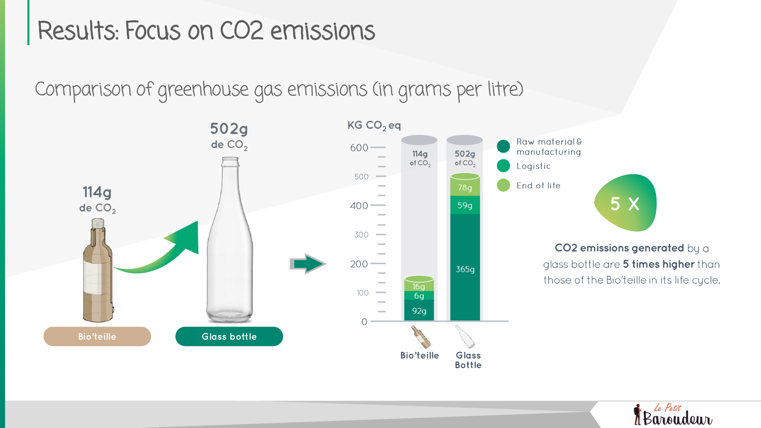# Results: Focus on CO2 emissions

## Comparison of greenhouse gas emissions (in grams per litre)

**114g** de $CO_2$

**502g** de $CO_2$

Bio'teille

Glass bottle

KG $CO_2$ eq

| | Bio'teille | Glass Bottle |
|---|---|---|
| Raw material & manufacturing | 92g | 365g |
| Logistic | 6g | 59g |
| End of life | 16g | 78g |
| Total | 114g of $CO_2$ | 502g of $CO_2$ |

5 X

**CO2 emissions generated** by a glass bottle are **5 times higher** than those of the Bio'teille in its life cycle.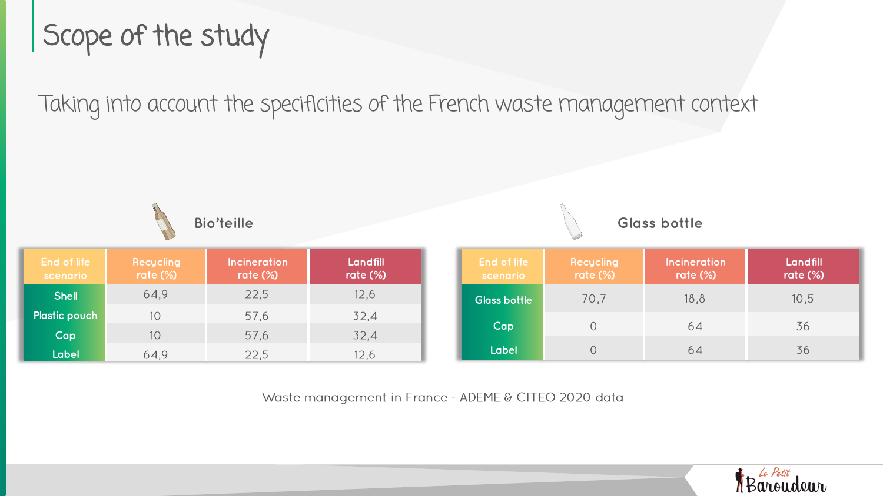# Scope of the study

Taking into account the specificities of the French waste management context

### Bio'teille

| End of life scenario | Recycling rate (%) | Incineration rate (%) | Landfill rate (%) |
|---|---|---|---|
| Shell | 64,9 | 22,5 | 12,6 |
| Plastic pouch | 10 | 57,6 | 32,4 |
| Cap | 10 | 57,6 | 32,4 |
| Label | 64,9 | 22,5 | 12,6 |

### Glass bottle

| End of life scenario | Recycling rate (%) | Incineration rate (%) | Landfill rate (%) |
|---|---|---|---|
| Glass bottle | 70,7 | 18,8 | 10,5 |
| Cap | 0 | 64 | 36 |
| Label | 0 | 64 | 36 |

Waste management in France - ADEME & CITEO 2020 data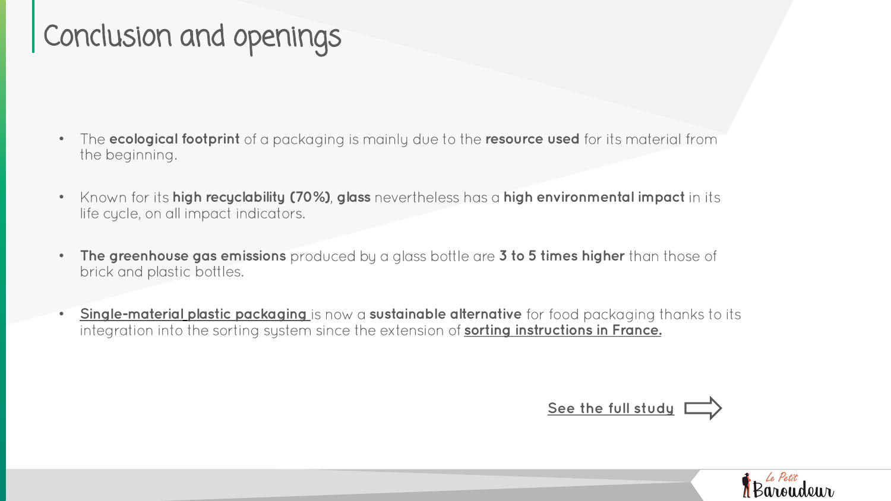# Conclusion and openings

- The **ecological footprint** of a packaging is mainly due to the **resource used** for its material from the beginning.

- Known for its **high recyclability (70%)**, **glass** nevertheless has a **high environmental impact** in its life cycle, on all impact indicators.

- **The greenhouse gas emissions** produced by a glass bottle are **3 to 5 times higher** than those of brick and plastic bottles.

- **Single-material plastic packaging** is now a **sustainable alternative** for food packaging thanks to its integration into the sorting system since the extension of **sorting instructions in France.**

**See the full study**

Le Petit Baroudeur